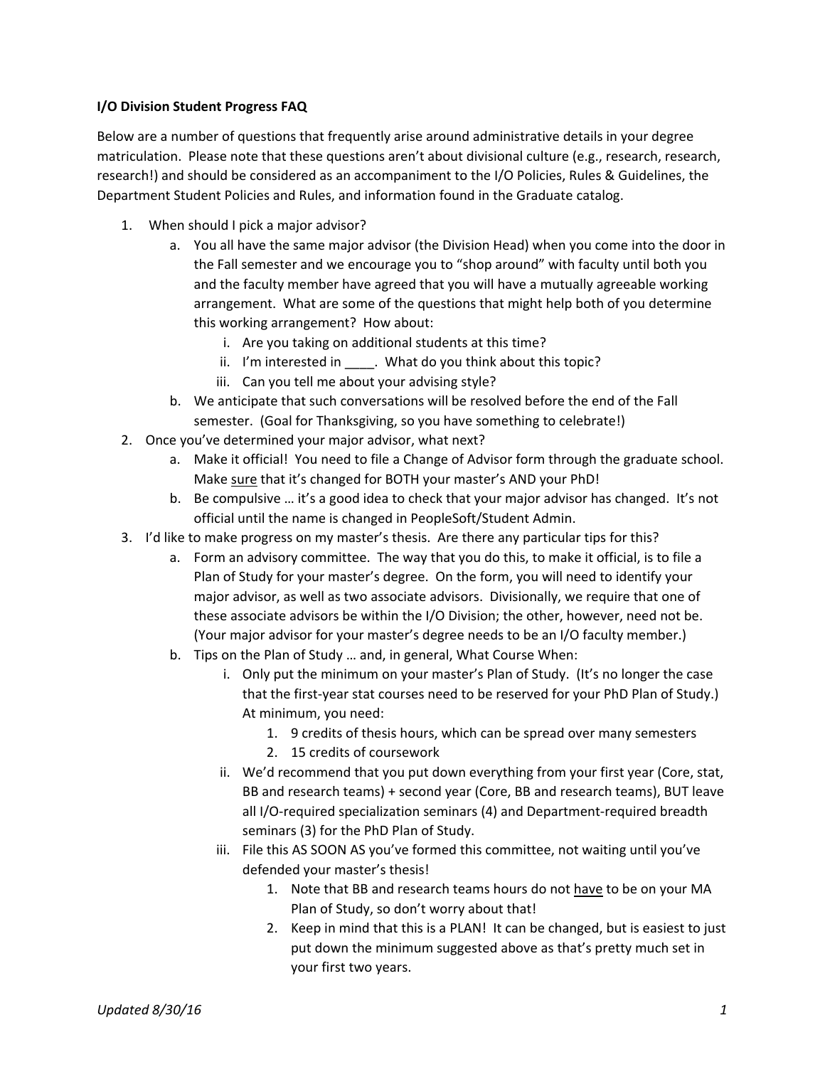**I/O Division Student Progress FAQ**

Below are a number of questions that frequently arise around administrative details in your degree matriculation. Please note that these questions aren't about divisional culture (e.g., research, research, research!) and should be considered as an accompaniment to the I/O Policies, Rules & Guidelines, the Department Student Policies and Rules, and information found in the Graduate catalog.

1. When should I pick a major advisor?
   a. You all have the same major advisor (the Division Head) when you come into the door in the Fall semester and we encourage you to "shop around" with faculty until both you and the faculty member have agreed that you will have a mutually agreeable working arrangement. What are some of the questions that might help both of you determine this working arrangement? How about:
      i. Are you taking on additional students at this time?
      ii. I'm interested in ____. What do you think about this topic?
      iii. Can you tell me about your advising style?
   b. We anticipate that such conversations will be resolved before the end of the Fall semester. (Goal for Thanksgiving, so you have something to celebrate!)
2. Once you've determined your major advisor, what next?
   a. Make it official! You need to file a Change of Advisor form through the graduate school. Make <u>sure</u> that it's changed for BOTH your master's AND your PhD!
   b. Be compulsive … it's a good idea to check that your major advisor has changed. It's not official until the name is changed in PeopleSoft/Student Admin.
3. I'd like to make progress on my master's thesis. Are there any particular tips for this?
   a. Form an advisory committee. The way that you do this, to make it official, is to file a Plan of Study for your master's degree. On the form, you will need to identify your major advisor, as well as two associate advisors. Divisionally, we require that one of these associate advisors be within the I/O Division; the other, however, need not be. (Your major advisor for your master's degree needs to be an I/O faculty member.)
   b. Tips on the Plan of Study … and, in general, What Course When:
      i. Only put the minimum on your master's Plan of Study. (It's no longer the case that the first-year stat courses need to be reserved for your PhD Plan of Study.) At minimum, you need:
         1. 9 credits of thesis hours, which can be spread over many semesters
         2. 15 credits of coursework
      ii. We'd recommend that you put down everything from your first year (Core, stat, BB and research teams) + second year (Core, BB and research teams), BUT leave all I/O-required specialization seminars (4) and Department-required breadth seminars (3) for the PhD Plan of Study.
      iii. File this AS SOON AS you've formed this committee, not waiting until you've defended your master's thesis!
         1. Note that BB and research teams hours do not <u>have</u> to be on your MA Plan of Study, so don't worry about that!
         2. Keep in mind that this is a PLAN! It can be changed, but is easiest to just put down the minimum suggested above as that's pretty much set in your first two years.

*Updated 8/30/16*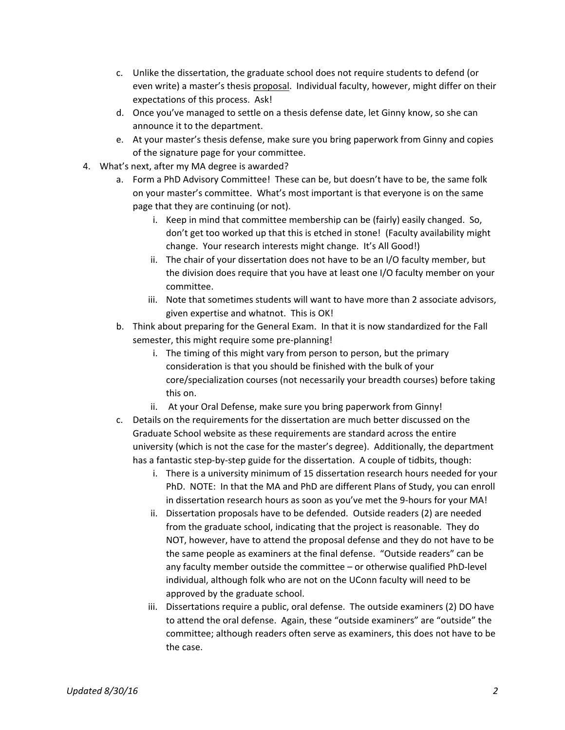c. Unlike the dissertation, the graduate school does not require students to defend (or even write) a master's thesis proposal. Individual faculty, however, might differ on their expectations of this process. Ask!

d. Once you've managed to settle on a thesis defense date, let Ginny know, so she can announce it to the department.

e. At your master's thesis defense, make sure you bring paperwork from Ginny and copies of the signature page for your committee.

4. What's next, after my MA degree is awarded?
   a. Form a PhD Advisory Committee! These can be, but doesn't have to be, the same folk on your master's committee. What's most important is that everyone is on the same page that they are continuing (or not).
      i. Keep in mind that committee membership can be (fairly) easily changed. So, don't get too worked up that this is etched in stone! (Faculty availability might change. Your research interests might change. It's All Good!)
      ii. The chair of your dissertation does not have to be an I/O faculty member, but the division does require that you have at least one I/O faculty member on your committee.
      iii. Note that sometimes students will want to have more than 2 associate advisors, given expertise and whatnot. This is OK!
   b. Think about preparing for the General Exam. In that it is now standardized for the Fall semester, this might require some pre-planning!
      i. The timing of this might vary from person to person, but the primary consideration is that you should be finished with the bulk of your core/specialization courses (not necessarily your breadth courses) before taking this on.
      ii. At your Oral Defense, make sure you bring paperwork from Ginny!
   c. Details on the requirements for the dissertation are much better discussed on the Graduate School website as these requirements are standard across the entire university (which is not the case for the master's degree). Additionally, the department has a fantastic step-by-step guide for the dissertation. A couple of tidbits, though:
      i. There is a university minimum of 15 dissertation research hours needed for your PhD. NOTE: In that the MA and PhD are different Plans of Study, you can enroll in dissertation research hours as soon as you've met the 9-hours for your MA!
      ii. Dissertation proposals have to be defended. Outside readers (2) are needed from the graduate school, indicating that the project is reasonable. They do NOT, however, have to attend the proposal defense and they do not have to be the same people as examiners at the final defense. "Outside readers" can be any faculty member outside the committee – or otherwise qualified PhD-level individual, although folk who are not on the UConn faculty will need to be approved by the graduate school.
      iii. Dissertations require a public, oral defense. The outside examiners (2) DO have to attend the oral defense. Again, these "outside examiners" are "outside" the committee; although readers often serve as examiners, this does not have to be the case.

*Updated 8/30/16*